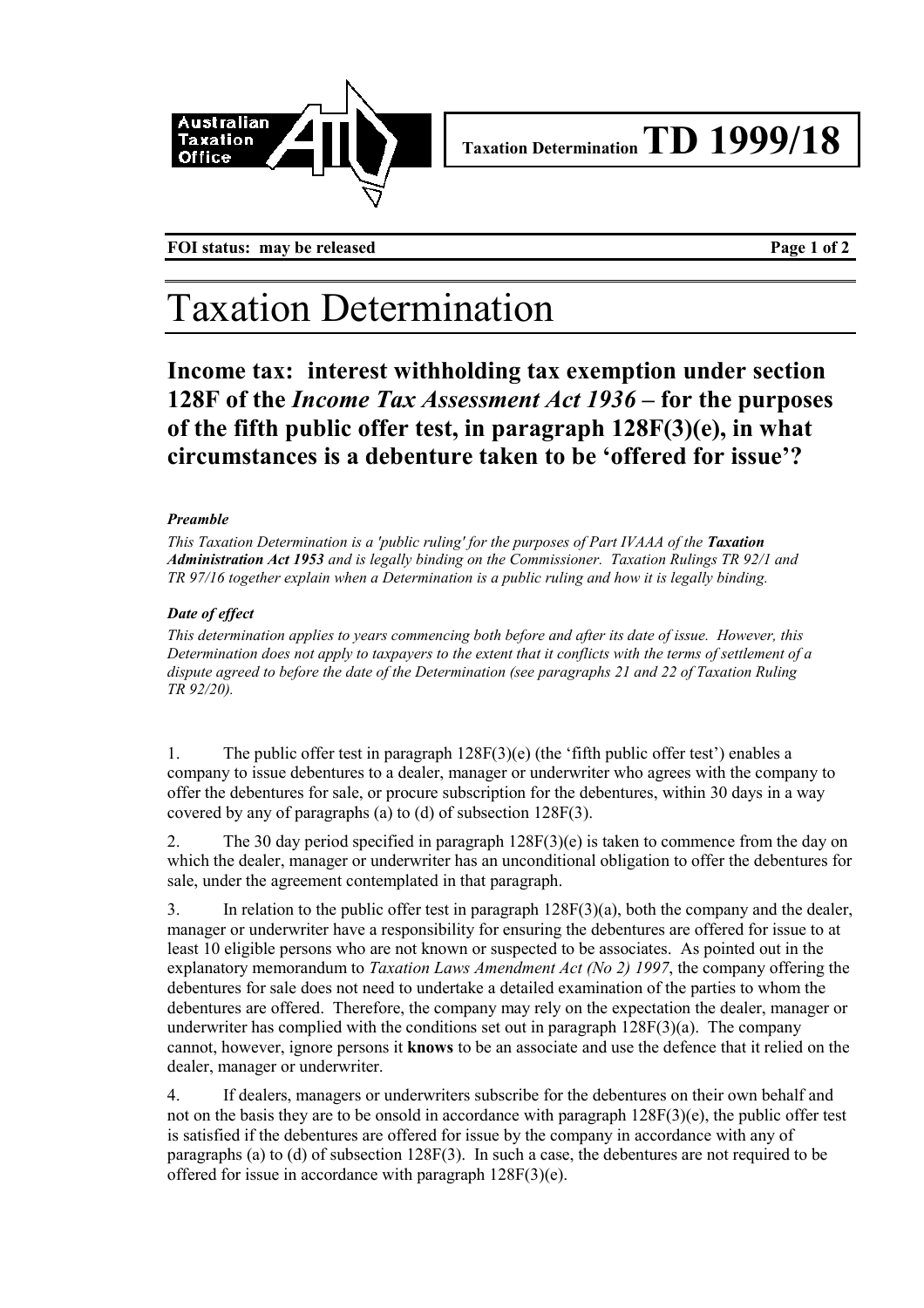Taxation Determination **TD 1999/18**

FOI status: may be released

# Taxation Determination

## Income tax: interest withholding tax exemption under section 128F of the *Income Tax Assessment Act 1936* – for the purposes of the fifth public offer test, in paragraph 128F(3)(e), in what circumstances is a debenture taken to be 'offered for issue'?

***Preamble***

*This Taxation Determination is a 'public ruling' for the purposes of Part IVAAA of the* ***Taxation Administration Act 1953*** *and is legally binding on the Commissioner. Taxation Rulings TR 92/1 and TR 97/16 together explain when a Determination is a public ruling and how it is legally binding.*

***Date of effect***

*This determination applies to years commencing both before and after its date of issue. However, this Determination does not apply to taxpayers to the extent that it conflicts with the terms of settlement of a dispute agreed to before the date of the Determination (see paragraphs 21 and 22 of Taxation Ruling TR 92/20).*

1. The public offer test in paragraph 128F(3)(e) (the 'fifth public offer test') enables a company to issue debentures to a dealer, manager or underwriter who agrees with the company to offer the debentures for sale, or procure subscription for the debentures, within 30 days in a way covered by any of paragraphs (a) to (d) of subsection 128F(3).

2. The 30 day period specified in paragraph 128F(3)(e) is taken to commence from the day on which the dealer, manager or underwriter has an unconditional obligation to offer the debentures for sale, under the agreement contemplated in that paragraph.

3. In relation to the public offer test in paragraph 128F(3)(a), both the company and the dealer, manager or underwriter have a responsibility for ensuring the debentures are offered for issue to at least 10 eligible persons who are not known or suspected to be associates. As pointed out in the explanatory memorandum to *Taxation Laws Amendment Act (No 2) 1997*, the company offering the debentures for sale does not need to undertake a detailed examination of the parties to whom the debentures are offered. Therefore, the company may rely on the expectation the dealer, manager or underwriter has complied with the conditions set out in paragraph 128F(3)(a). The company cannot, however, ignore persons it **knows** to be an associate and use the defence that it relied on the dealer, manager or underwriter.

4. If dealers, managers or underwriters subscribe for the debentures on their own behalf and not on the basis they are to be onsold in accordance with paragraph 128F(3)(e), the public offer test is satisfied if the debentures are offered for issue by the company in accordance with any of paragraphs (a) to (d) of subsection 128F(3). In such a case, the debentures are not required to be offered for issue in accordance with paragraph 128F(3)(e).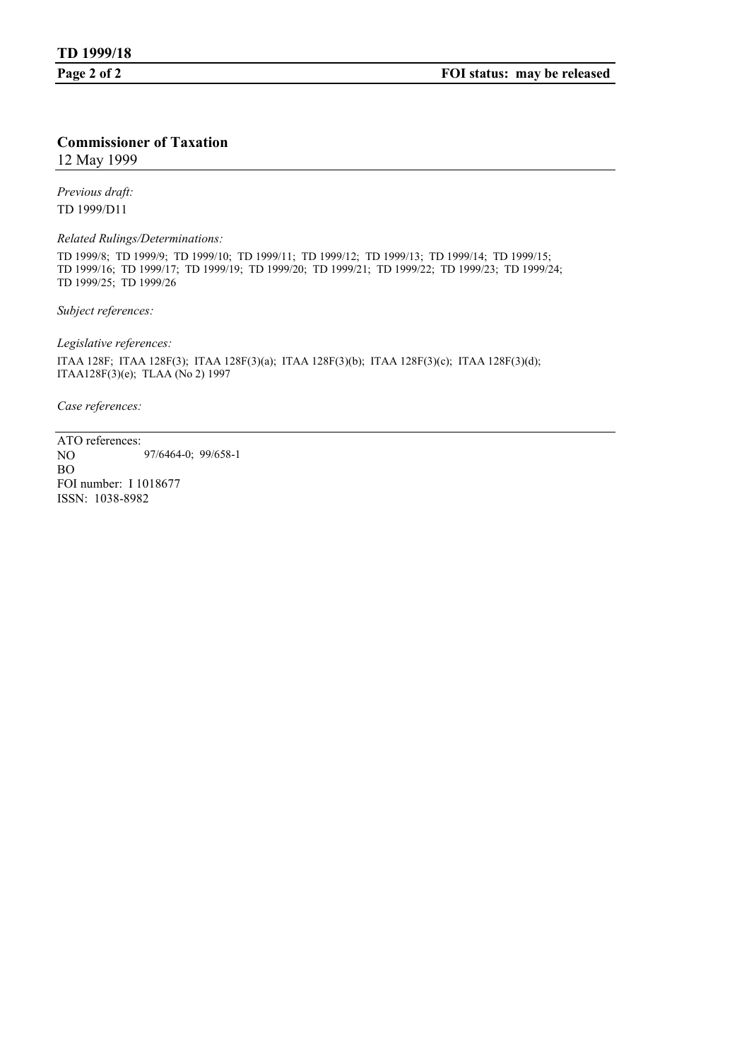**Commissioner of Taxation**
12 May 1999

*Previous draft:*
TD 1999/D11

*Related Rulings/Determinations:*
TD 1999/8; TD 1999/9; TD 1999/10; TD 1999/11; TD 1999/12; TD 1999/13; TD 1999/14; TD 1999/15; TD 1999/16; TD 1999/17; TD 1999/19; TD 1999/20; TD 1999/21; TD 1999/22; TD 1999/23; TD 1999/24; TD 1999/25; TD 1999/26

*Subject references:*

*Legislative references:*
ITAA 128F; ITAA 128F(3); ITAA 128F(3)(a); ITAA 128F(3)(b); ITAA 128F(3)(c); ITAA 128F(3)(d); ITAA128F(3)(e); TLAA (No 2) 1997

*Case references:*

ATO references:
NO 97/6464-0; 99/658-1
BO
FOI number: I 1018677
ISSN: 1038-8982